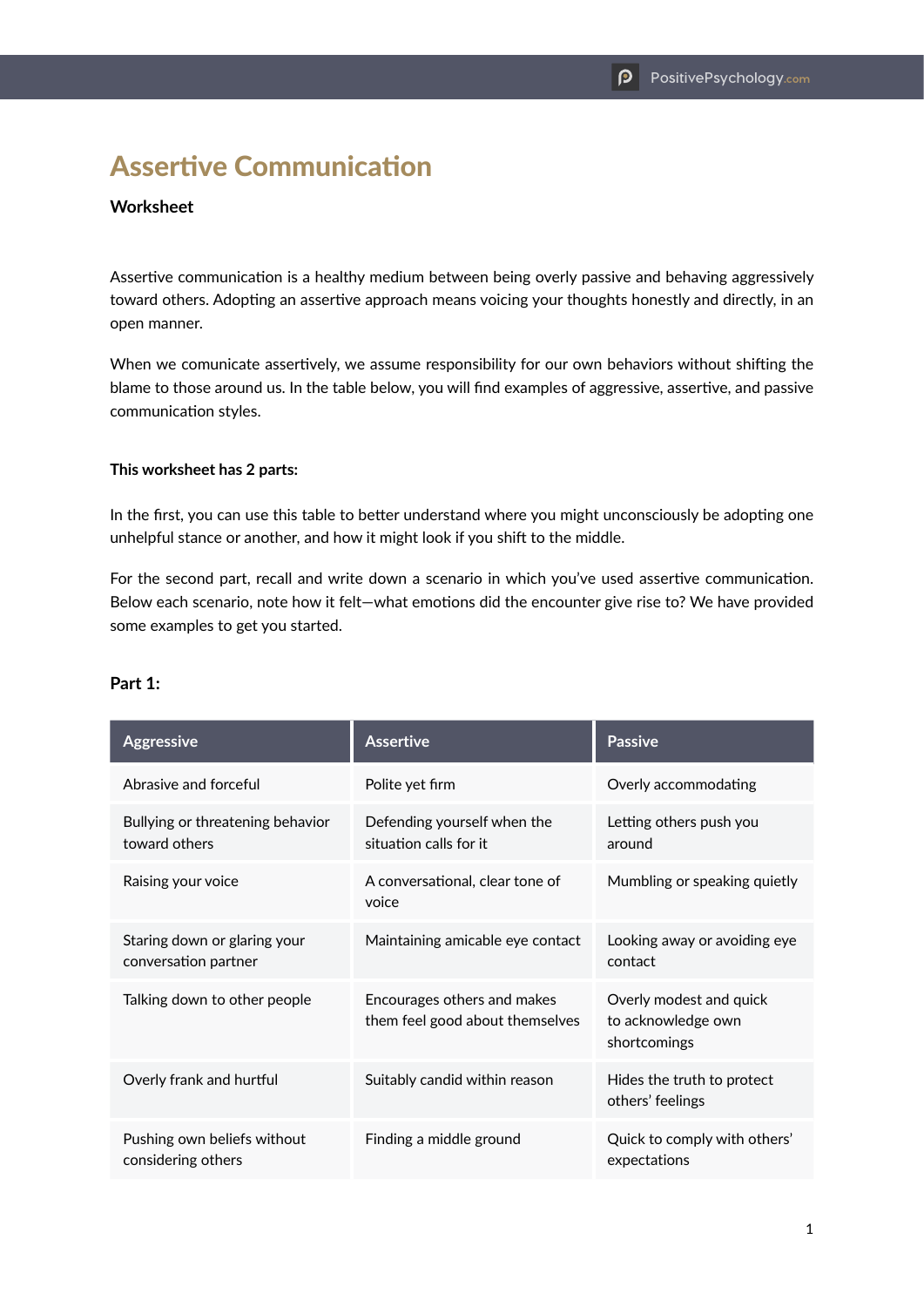# Assertive Communication

**Worksheet**

Assertive communication is a healthy medium between being overly passive and behaving aggressively toward others. Adopting an assertive approach means voicing your thoughts honestly and directly, in an open manner.

When we comunicate assertively, we assume responsibility for our own behaviors without shifting the blame to those around us. In the table below, you will find examples of aggressive, assertive, and passive communication styles.

**This worksheet has 2 parts:**

In the first, you can use this table to better understand where you might unconsciously be adopting one unhelpful stance or another, and how it might look if you shift to the middle.

For the second part, recall and write down a scenario in which you've used assertive communication. Below each scenario, note how it felt—what emotions did the encounter give rise to? We have provided some examples to get you started.

**Part 1:**

| Aggressive | Assertive | Passive |
|---|---|---|
| Abrasive and forceful | Polite yet firm | Overly accommodating |
| Bullying or threatening behavior toward others | Defending yourself when the situation calls for it | Letting others push you around |
| Raising your voice | A conversational, clear tone of voice | Mumbling or speaking quietly |
| Staring down or glaring your conversation partner | Maintaining amicable eye contact | Looking away or avoiding eye contact |
| Talking down to other people | Encourages others and makes them feel good about themselves | Overly modest and quick to acknowledge own shortcomings |
| Overly frank and hurtful | Suitably candid within reason | Hides the truth to protect others' feelings |
| Pushing own beliefs without considering others | Finding a middle ground | Quick to comply with others' expectations |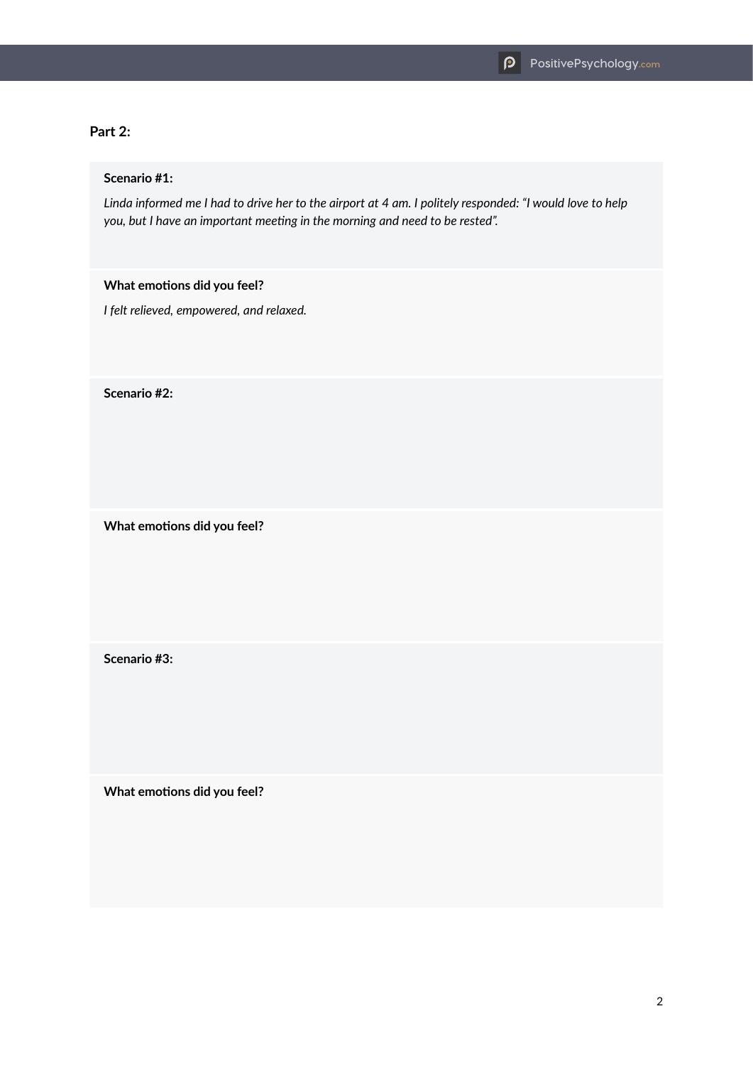**Part 2:**

**Scenario #1:**

*Linda informed me I had to drive her to the airport at 4 am. I politely responded: "I would love to help you, but I have an important meeting in the morning and need to be rested".*

**What emotions did you feel?**

*I felt relieved, empowered, and relaxed.*

**Scenario #2:**

**What emotions did you feel?**

**Scenario #3:**

**What emotions did you feel?**